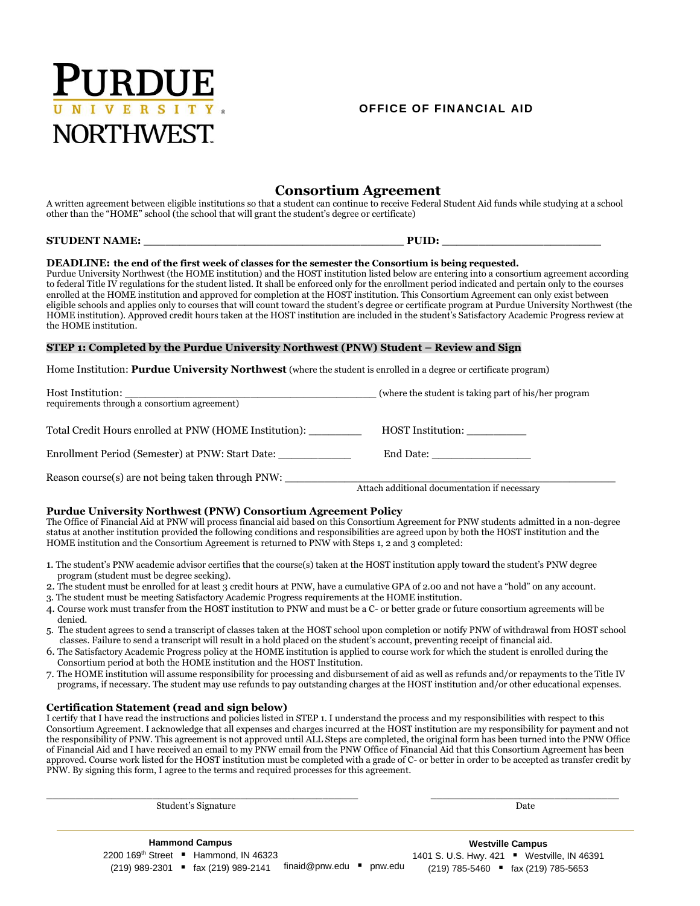# PURDUE UNIVERSITY® NORTHWEST

**OFFICE OF FINANCIAL AID**

## Consortium Agreement

A written agreement between eligible institutions so that a student can continue to receive Federal Student Aid funds while studying at a school other than the "HOME" school (the school that will grant the student's degree or certificate)

**STUDENT NAME:** ________________________________________ **PUID:** ________________________

**DEADLINE: the end of the first week of classes for the semester the Consortium is being requested.**

Purdue University Northwest (the HOME institution) and the HOST institution listed below are entering into a consortium agreement according to federal Title IV regulations for the student listed. It shall be enforced only for the enrollment period indicated and pertain only to the courses enrolled at the HOME institution and approved for completion at the HOST institution. This Consortium Agreement can only exist between eligible schools and applies only to courses that will count toward the student's degree or certificate program at Purdue University Northwest (the HOME institution). Approved credit hours taken at the HOST institution are included in the student's Satisfactory Academic Progress review at the HOME institution.

### STEP 1: Completed by the Purdue University Northwest (PNW) Student – Review and Sign

Home Institution: **Purdue University Northwest** (where the student is enrolled in a degree or certificate program)

Host Institution: ________________________________________ (where the student is taking part of his/her program requirements through a consortium agreement)

Total Credit Hours enrolled at PNW (HOME Institution): ________ HOST Institution: _________

Enrollment Period (Semester) at PNW: Start Date: ___________ End Date: _______________

Reason course(s) are not being taken through PNW: ____________________________________________________
Attach additional documentation if necessary

### Purdue University Northwest (PNW) Consortium Agreement Policy

The Office of Financial Aid at PNW will process financial aid based on this Consortium Agreement for PNW students admitted in a non-degree status at another institution provided the following conditions and responsibilities are agreed upon by both the HOST institution and the HOME institution and the Consortium Agreement is returned to PNW with Steps 1, 2 and 3 completed:

1. The student's PNW academic advisor certifies that the course(s) taken at the HOST institution apply toward the student's PNW degree program (student must be degree seeking).
2. The student must be enrolled for at least 3 credit hours at PNW, have a cumulative GPA of 2.00 and not have a "hold" on any account.
3. The student must be meeting Satisfactory Academic Progress requirements at the HOME institution.
4. Course work must transfer from the HOST institution to PNW and must be a C- or better grade or future consortium agreements will be denied.
5. The student agrees to send a transcript of classes taken at the HOST school upon completion or notify PNW of withdrawal from HOST school classes. Failure to send a transcript will result in a hold placed on the student's account, preventing receipt of financial aid.
6. The Satisfactory Academic Progress policy at the HOME institution is applied to course work for which the student is enrolled during the Consortium period at both the HOME institution and the HOST Institution.
7. The HOME institution will assume responsibility for processing and disbursement of aid as well as refunds and/or repayments to the Title IV programs, if necessary. The student may use refunds to pay outstanding charges at the HOST institution and/or other educational expenses.

### Certification Statement (read and sign below)

I certify that I have read the instructions and policies listed in STEP 1. I understand the process and my responsibilities with respect to this Consortium Agreement. I acknowledge that all expenses and charges incurred at the HOST institution are my responsibility for payment and not the responsibility of PNW. This agreement is not approved until ALL Steps are completed, the original form has been turned into the PNW Office of Financial Aid and I have received an email to my PNW email from the PNW Office of Financial Aid that this Consortium Agreement has been approved. Course work listed for the HOST institution must be completed with a grade of C- or better in order to be accepted as transfer credit by PNW. By signing this form, I agree to the terms and required processes for this agreement.

_______________________________________________ Student's Signature

_______________________________ Date

**Hammond Campus**
2200 169th Street ▪ Hammond, IN 46323
(219) 989-2301 ▪ fax (219) 989-2141

finaid@pnw.edu ▪ pnw.edu

**Westville Campus**
1401 S. U.S. Hwy. 421 ▪ Westville, IN 46391
(219) 785-5460 ▪ fax (219) 785-5653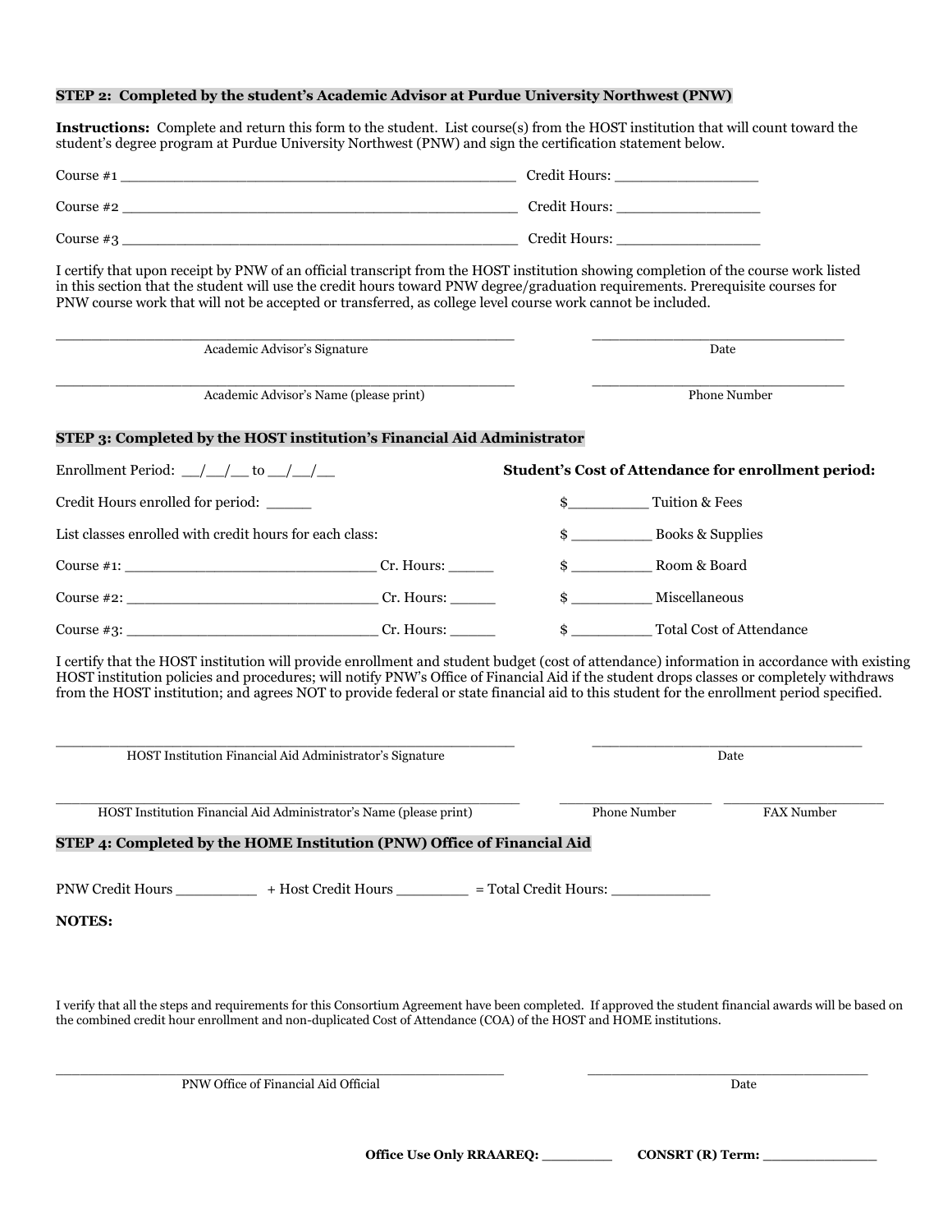**STEP 2: Completed by the student's Academic Advisor at Purdue University Northwest (PNW)**

**Instructions:** Complete and return this form to the student. List course(s) from the HOST institution that will count toward the student's degree program at Purdue University Northwest (PNW) and sign the certification statement below.

Course #1 ____________________________________________ Credit Hours: ________________

Course #2 ____________________________________________ Credit Hours: ________________

Course #3 ____________________________________________ Credit Hours: ________________

I certify that upon receipt by PNW of an official transcript from the HOST institution showing completion of the course work listed in this section that the student will use the credit hours toward PNW degree/graduation requirements. Prerequisite courses for PNW course work that will not be accepted or transferred, as college level course work cannot be included.

____________________________________________________ ____________________________
Academic Advisor's Signature Date

____________________________________________________ ____________________________
Academic Advisor's Name (please print) Phone Number

**STEP 3: Completed by the HOST institution's Financial Aid Administrator**

Enrollment Period: __/__/__ to __/__/__

Credit Hours enrolled for period: _____

List classes enrolled with credit hours for each class:

Course #1: ___________________________ Cr. Hours: _____

Course #2: ___________________________ Cr. Hours: _____

Course #3: ___________________________ Cr. Hours: _____

**Student's Cost of Attendance for enrollment period:**

$_________ Tuition & Fees

$ _________ Books & Supplies

$ _________ Room & Board

$ _________ Miscellaneous

$ _________ Total Cost of Attendance

I certify that the HOST institution will provide enrollment and student budget (cost of attendance) information in accordance with existing HOST institution policies and procedures; will notify PNW's Office of Financial Aid if the student drops classes or completely withdraws from the HOST institution; and agrees NOT to provide federal or state financial aid to this student for the enrollment period specified.

____________________________________________________ ______________________________
HOST Institution Financial Aid Administrator's Signature Date

____________________________________________________ _________________ __________________
HOST Institution Financial Aid Administrator's Name (please print) Phone Number FAX Number

**STEP 4: Completed by the HOME Institution (PNW) Office of Financial Aid**

PNW Credit Hours _________ + Host Credit Hours ________ = Total Credit Hours: ___________

**NOTES:**

I verify that all the steps and requirements for this Consortium Agreement have been completed. If approved the student financial awards will be based on the combined credit hour enrollment and non-duplicated Cost of Attendance (COA) of the HOST and HOME institutions.

__________________________________________________ _______________________________
PNW Office of Financial Aid Official Date

**Office Use Only RRAAREQ:** ________ **CONSRT (R) Term:** _____________